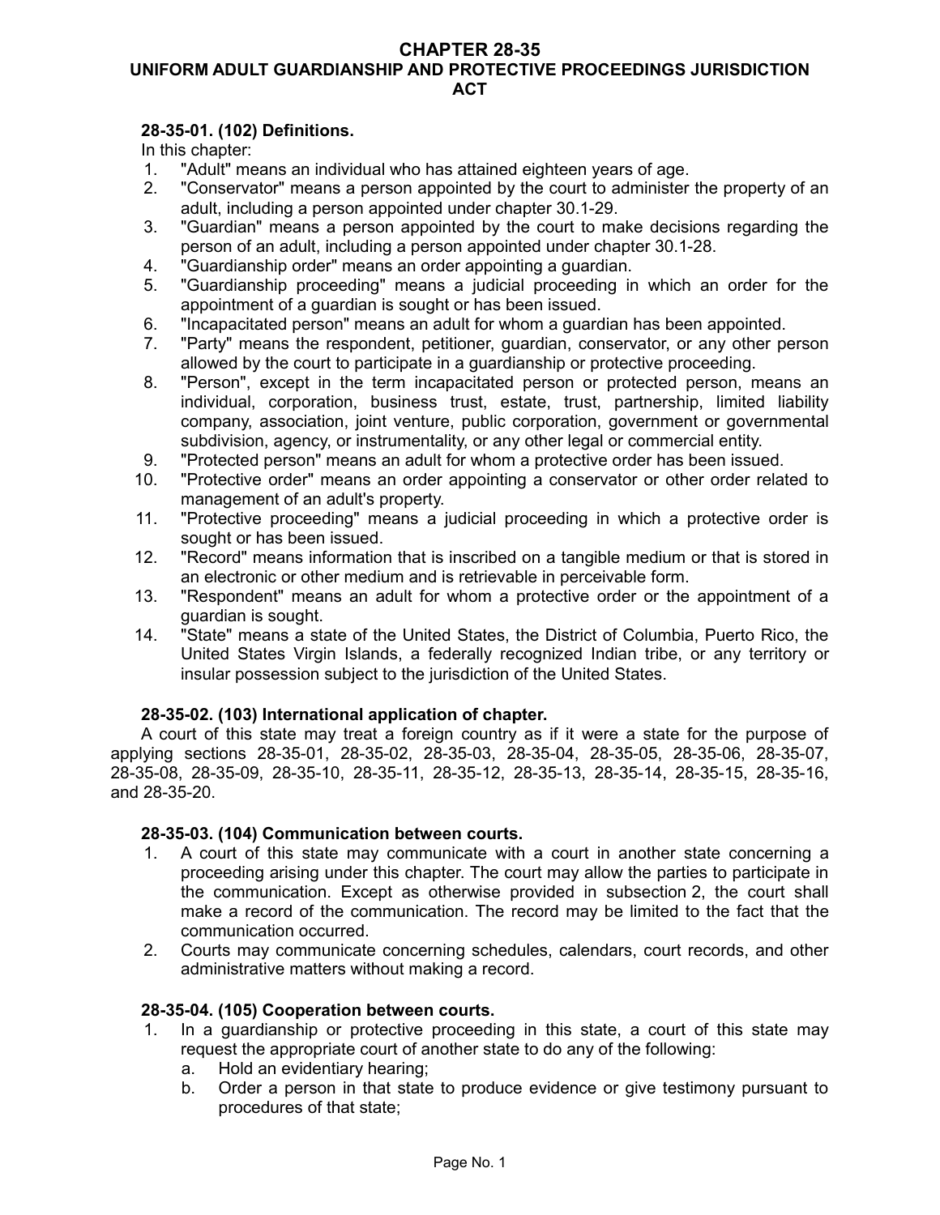# CHAPTER 28-35
## UNIFORM ADULT GUARDIANSHIP AND PROTECTIVE PROCEEDINGS JURISDICTION ACT

### 28-35-01. (102) Definitions.

In this chapter:

1. "Adult" means an individual who has attained eighteen years of age.
2. "Conservator" means a person appointed by the court to administer the property of an adult, including a person appointed under chapter 30.1-29.
3. "Guardian" means a person appointed by the court to make decisions regarding the person of an adult, including a person appointed under chapter 30.1-28.
4. "Guardianship order" means an order appointing a guardian.
5. "Guardianship proceeding" means a judicial proceeding in which an order for the appointment of a guardian is sought or has been issued.
6. "Incapacitated person" means an adult for whom a guardian has been appointed.
7. "Party" means the respondent, petitioner, guardian, conservator, or any other person allowed by the court to participate in a guardianship or protective proceeding.
8. "Person", except in the term incapacitated person or protected person, means an individual, corporation, business trust, estate, trust, partnership, limited liability company, association, joint venture, public corporation, government or governmental subdivision, agency, or instrumentality, or any other legal or commercial entity.
9. "Protected person" means an adult for whom a protective order has been issued.
10. "Protective order" means an order appointing a conservator or other order related to management of an adult's property.
11. "Protective proceeding" means a judicial proceeding in which a protective order is sought or has been issued.
12. "Record" means information that is inscribed on a tangible medium or that is stored in an electronic or other medium and is retrievable in perceivable form.
13. "Respondent" means an adult for whom a protective order or the appointment of a guardian is sought.
14. "State" means a state of the United States, the District of Columbia, Puerto Rico, the United States Virgin Islands, a federally recognized Indian tribe, or any territory or insular possession subject to the jurisdiction of the United States.

### 28-35-02. (103) International application of chapter.

A court of this state may treat a foreign country as if it were a state for the purpose of applying sections 28-35-01, 28-35-02, 28-35-03, 28-35-04, 28-35-05, 28-35-06, 28-35-07, 28-35-08, 28-35-09, 28-35-10, 28-35-11, 28-35-12, 28-35-13, 28-35-14, 28-35-15, 28-35-16, and 28-35-20.

### 28-35-03. (104) Communication between courts.

1. A court of this state may communicate with a court in another state concerning a proceeding arising under this chapter. The court may allow the parties to participate in the communication. Except as otherwise provided in subsection 2, the court shall make a record of the communication. The record may be limited to the fact that the communication occurred.
2. Courts may communicate concerning schedules, calendars, court records, and other administrative matters without making a record.

### 28-35-04. (105) Cooperation between courts.

1. In a guardianship or protective proceeding in this state, a court of this state may request the appropriate court of another state to do any of the following:
   a. Hold an evidentiary hearing;
   b. Order a person in that state to produce evidence or give testimony pursuant to procedures of that state;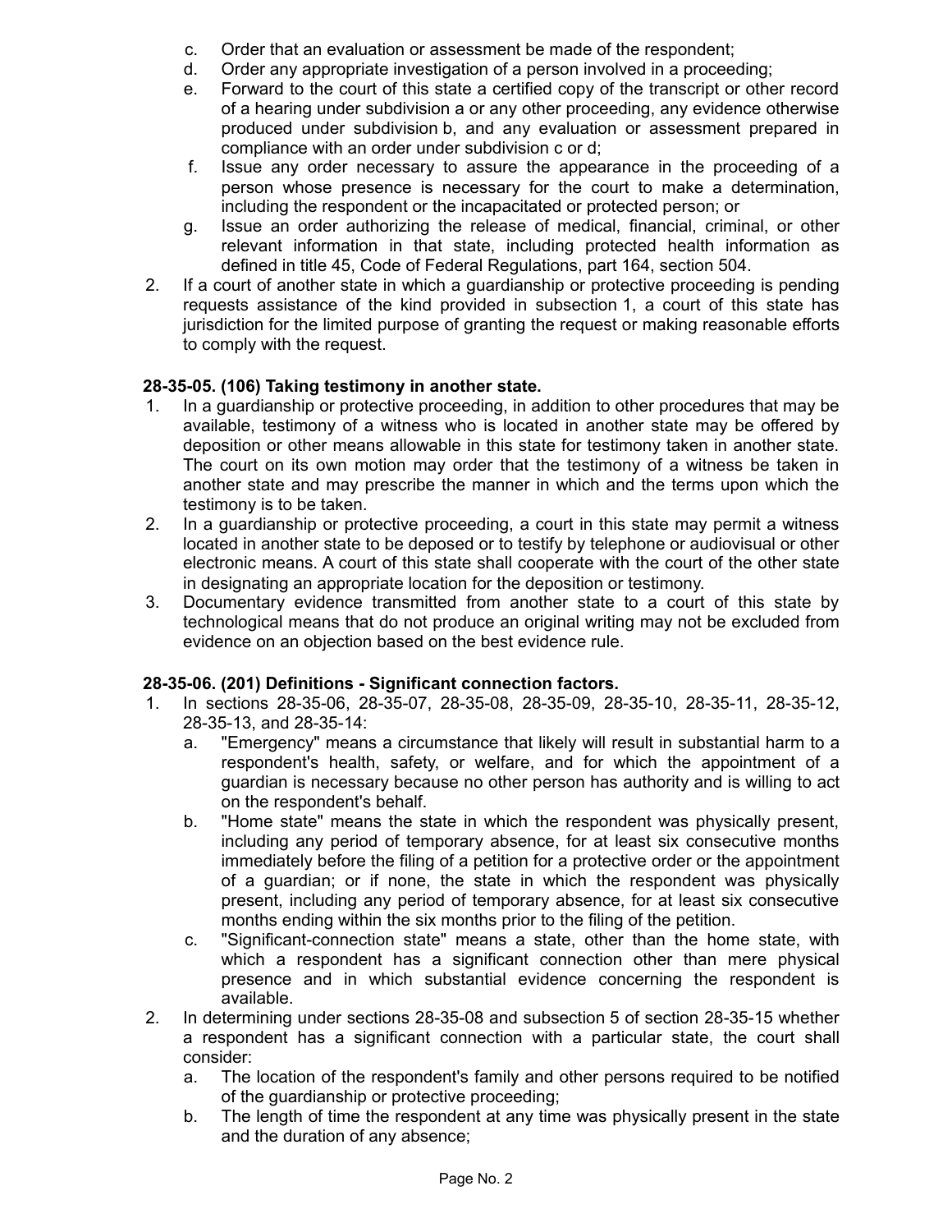c. Order that an evaluation or assessment be made of the respondent;
d. Order any appropriate investigation of a person involved in a proceeding;
e. Forward to the court of this state a certified copy of the transcript or other record of a hearing under subdivision a or any other proceeding, any evidence otherwise produced under subdivision b, and any evaluation or assessment prepared in compliance with an order under subdivision c or d;
f. Issue any order necessary to assure the appearance in the proceeding of a person whose presence is necessary for the court to make a determination, including the respondent or the incapacitated or protected person; or
g. Issue an order authorizing the release of medical, financial, criminal, or other relevant information in that state, including protected health information as defined in title 45, Code of Federal Regulations, part 164, section 504.

2. If a court of another state in which a guardianship or protective proceeding is pending requests assistance of the kind provided in subsection 1, a court of this state has jurisdiction for the limited purpose of granting the request or making reasonable efforts to comply with the request.

**28-35-05. (106) Taking testimony in another state.**

1. In a guardianship or protective proceeding, in addition to other procedures that may be available, testimony of a witness who is located in another state may be offered by deposition or other means allowable in this state for testimony taken in another state. The court on its own motion may order that the testimony of a witness be taken in another state and may prescribe the manner in which and the terms upon which the testimony is to be taken.
2. In a guardianship or protective proceeding, a court in this state may permit a witness located in another state to be deposed or to testify by telephone or audiovisual or other electronic means. A court of this state shall cooperate with the court of the other state in designating an appropriate location for the deposition or testimony.
3. Documentary evidence transmitted from another state to a court of this state by technological means that do not produce an original writing may not be excluded from evidence on an objection based on the best evidence rule.

**28-35-06. (201) Definitions - Significant connection factors.**

1. In sections 28-35-06, 28-35-07, 28-35-08, 28-35-09, 28-35-10, 28-35-11, 28-35-12, 28-35-13, and 28-35-14:
   a. "Emergency" means a circumstance that likely will result in substantial harm to a respondent's health, safety, or welfare, and for which the appointment of a guardian is necessary because no other person has authority and is willing to act on the respondent's behalf.
   b. "Home state" means the state in which the respondent was physically present, including any period of temporary absence, for at least six consecutive months immediately before the filing of a petition for a protective order or the appointment of a guardian; or if none, the state in which the respondent was physically present, including any period of temporary absence, for at least six consecutive months ending within the six months prior to the filing of the petition.
   c. "Significant-connection state" means a state, other than the home state, with which a respondent has a significant connection other than mere physical presence and in which substantial evidence concerning the respondent is available.
2. In determining under sections 28-35-08 and subsection 5 of section 28-35-15 whether a respondent has a significant connection with a particular state, the court shall consider:
   a. The location of the respondent's family and other persons required to be notified of the guardianship or protective proceeding;
   b. The length of time the respondent at any time was physically present in the state and the duration of any absence;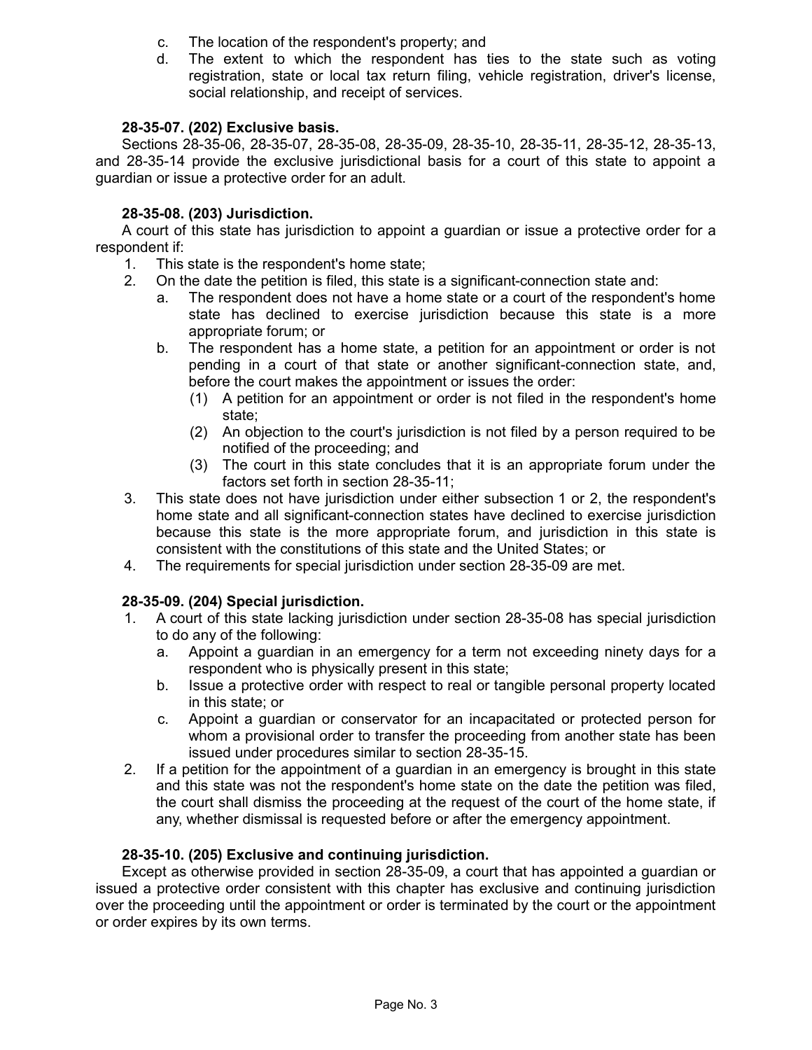c. The location of the respondent's property; and
d. The extent to which the respondent has ties to the state such as voting registration, state or local tax return filing, vehicle registration, driver's license, social relationship, and receipt of services.

**28-35-07. (202) Exclusive basis.**

Sections 28-35-06, 28-35-07, 28-35-08, 28-35-09, 28-35-10, 28-35-11, 28-35-12, 28-35-13, and 28-35-14 provide the exclusive jurisdictional basis for a court of this state to appoint a guardian or issue a protective order for an adult.

**28-35-08. (203) Jurisdiction.**

A court of this state has jurisdiction to appoint a guardian or issue a protective order for a respondent if:

1. This state is the respondent's home state;
2. On the date the petition is filed, this state is a significant-connection state and:
   a. The respondent does not have a home state or a court of the respondent's home state has declined to exercise jurisdiction because this state is a more appropriate forum; or
   b. The respondent has a home state, a petition for an appointment or order is not pending in a court of that state or another significant-connection state, and, before the court makes the appointment or issues the order:
      (1) A petition for an appointment or order is not filed in the respondent's home state;
      (2) An objection to the court's jurisdiction is not filed by a person required to be notified of the proceeding; and
      (3) The court in this state concludes that it is an appropriate forum under the factors set forth in section 28-35-11;
3. This state does not have jurisdiction under either subsection 1 or 2, the respondent's home state and all significant-connection states have declined to exercise jurisdiction because this state is the more appropriate forum, and jurisdiction in this state is consistent with the constitutions of this state and the United States; or
4. The requirements for special jurisdiction under section 28-35-09 are met.

**28-35-09. (204) Special jurisdiction.**

1. A court of this state lacking jurisdiction under section 28-35-08 has special jurisdiction to do any of the following:
   a. Appoint a guardian in an emergency for a term not exceeding ninety days for a respondent who is physically present in this state;
   b. Issue a protective order with respect to real or tangible personal property located in this state; or
   c. Appoint a guardian or conservator for an incapacitated or protected person for whom a provisional order to transfer the proceeding from another state has been issued under procedures similar to section 28-35-15.
2. If a petition for the appointment of a guardian in an emergency is brought in this state and this state was not the respondent's home state on the date the petition was filed, the court shall dismiss the proceeding at the request of the court of the home state, if any, whether dismissal is requested before or after the emergency appointment.

**28-35-10. (205) Exclusive and continuing jurisdiction.**

Except as otherwise provided in section 28-35-09, a court that has appointed a guardian or issued a protective order consistent with this chapter has exclusive and continuing jurisdiction over the proceeding until the appointment or order is terminated by the court or the appointment or order expires by its own terms.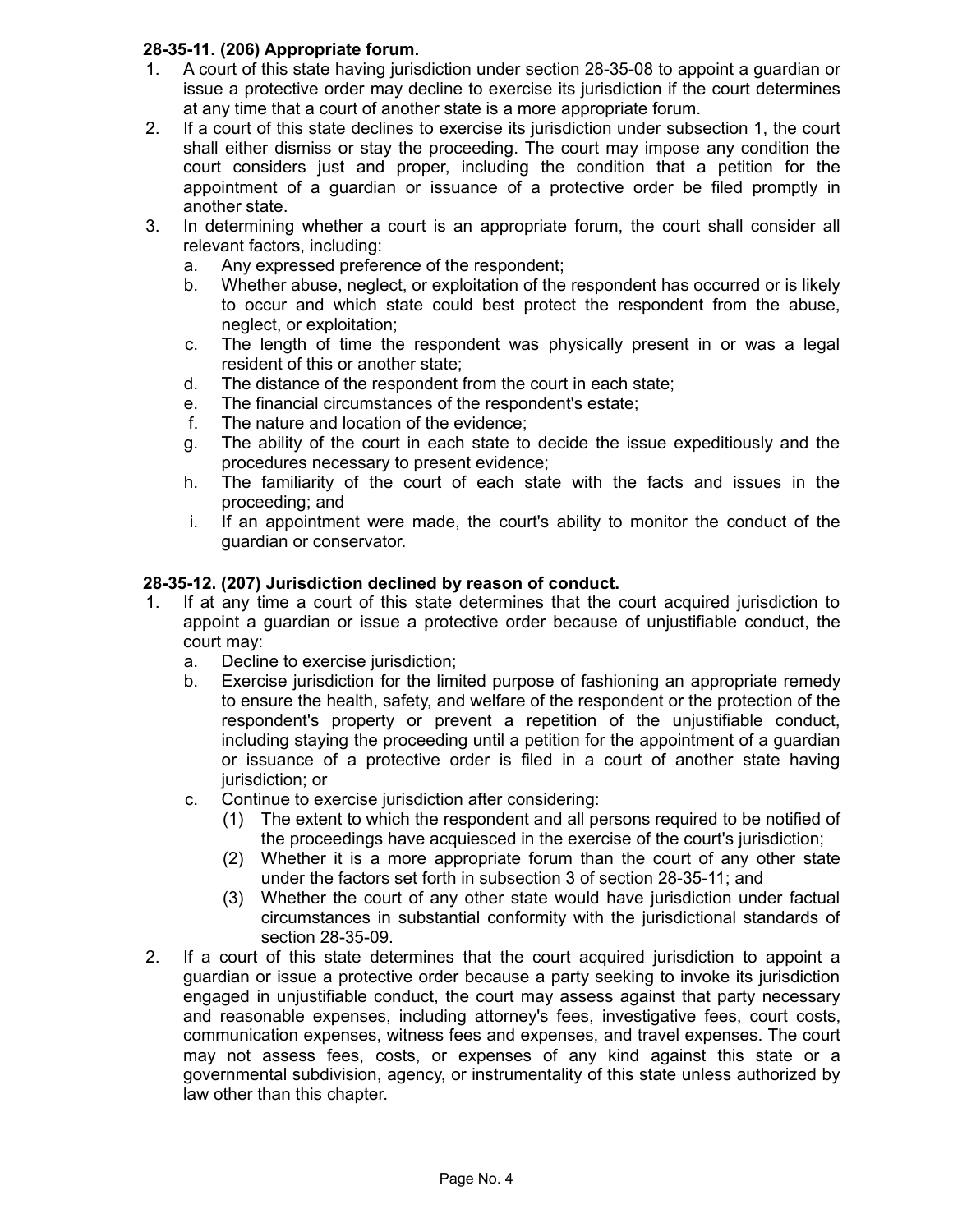**28-35-11. (206) Appropriate forum.**

1. A court of this state having jurisdiction under section 28-35-08 to appoint a guardian or issue a protective order may decline to exercise its jurisdiction if the court determines at any time that a court of another state is a more appropriate forum.
2. If a court of this state declines to exercise its jurisdiction under subsection 1, the court shall either dismiss or stay the proceeding. The court may impose any condition the court considers just and proper, including the condition that a petition for the appointment of a guardian or issuance of a protective order be filed promptly in another state.
3. In determining whether a court is an appropriate forum, the court shall consider all relevant factors, including:
   a. Any expressed preference of the respondent;
   b. Whether abuse, neglect, or exploitation of the respondent has occurred or is likely to occur and which state could best protect the respondent from the abuse, neglect, or exploitation;
   c. The length of time the respondent was physically present in or was a legal resident of this or another state;
   d. The distance of the respondent from the court in each state;
   e. The financial circumstances of the respondent's estate;
   f. The nature and location of the evidence;
   g. The ability of the court in each state to decide the issue expeditiously and the procedures necessary to present evidence;
   h. The familiarity of the court of each state with the facts and issues in the proceeding; and
   i. If an appointment were made, the court's ability to monitor the conduct of the guardian or conservator.

**28-35-12. (207) Jurisdiction declined by reason of conduct.**

1. If at any time a court of this state determines that the court acquired jurisdiction to appoint a guardian or issue a protective order because of unjustifiable conduct, the court may:
   a. Decline to exercise jurisdiction;
   b. Exercise jurisdiction for the limited purpose of fashioning an appropriate remedy to ensure the health, safety, and welfare of the respondent or the protection of the respondent's property or prevent a repetition of the unjustifiable conduct, including staying the proceeding until a petition for the appointment of a guardian or issuance of a protective order is filed in a court of another state having jurisdiction; or
   c. Continue to exercise jurisdiction after considering:
      (1) The extent to which the respondent and all persons required to be notified of the proceedings have acquiesced in the exercise of the court's jurisdiction;
      (2) Whether it is a more appropriate forum than the court of any other state under the factors set forth in subsection 3 of section 28-35-11; and
      (3) Whether the court of any other state would have jurisdiction under factual circumstances in substantial conformity with the jurisdictional standards of section 28-35-09.
2. If a court of this state determines that the court acquired jurisdiction to appoint a guardian or issue a protective order because a party seeking to invoke its jurisdiction engaged in unjustifiable conduct, the court may assess against that party necessary and reasonable expenses, including attorney's fees, investigative fees, court costs, communication expenses, witness fees and expenses, and travel expenses. The court may not assess fees, costs, or expenses of any kind against this state or a governmental subdivision, agency, or instrumentality of this state unless authorized by law other than this chapter.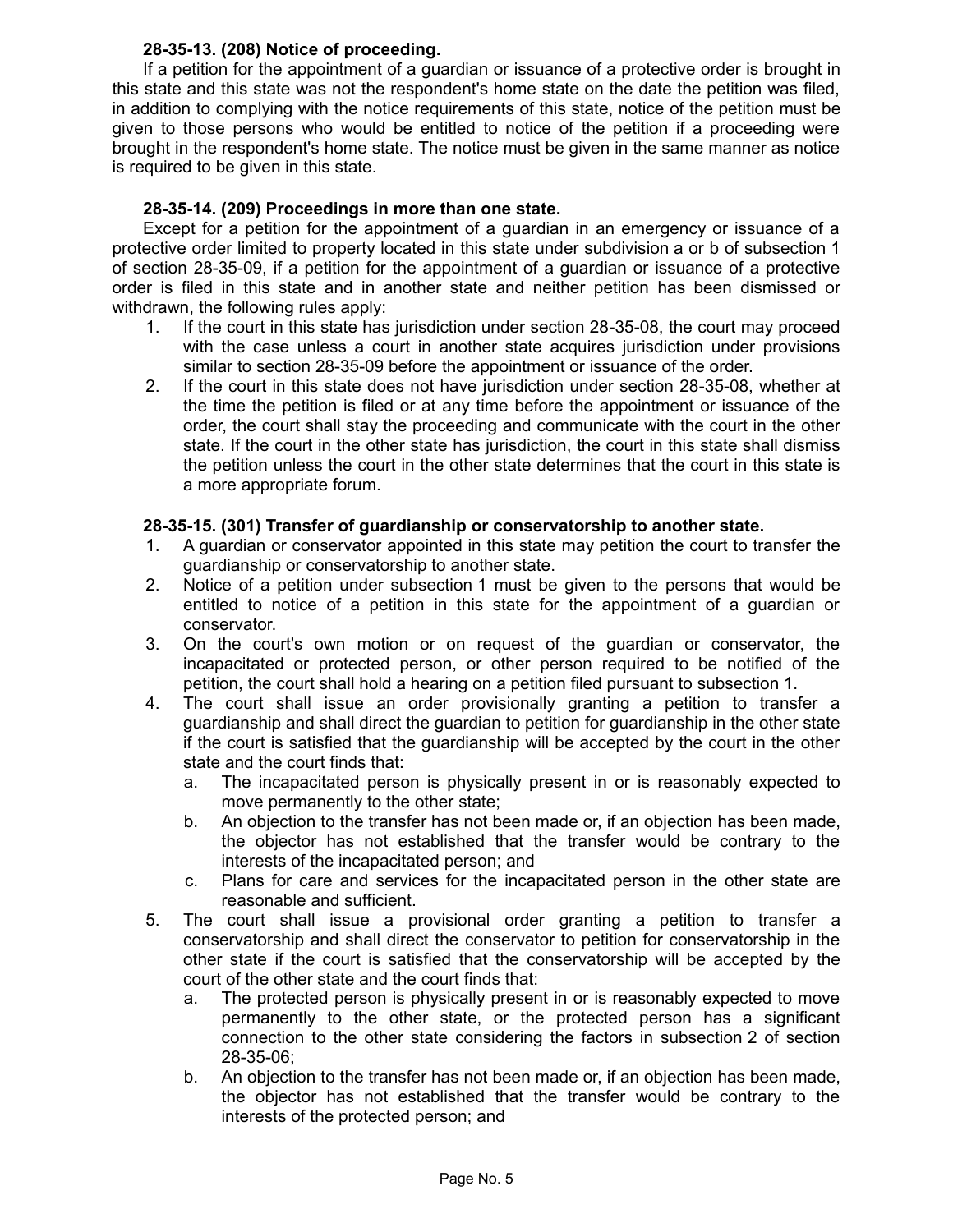**28-35-13. (208) Notice of proceeding.**

If a petition for the appointment of a guardian or issuance of a protective order is brought in this state and this state was not the respondent's home state on the date the petition was filed, in addition to complying with the notice requirements of this state, notice of the petition must be given to those persons who would be entitled to notice of the petition if a proceeding were brought in the respondent's home state. The notice must be given in the same manner as notice is required to be given in this state.

**28-35-14. (209) Proceedings in more than one state.**

Except for a petition for the appointment of a guardian in an emergency or issuance of a protective order limited to property located in this state under subdivision a or b of subsection 1 of section 28-35-09, if a petition for the appointment of a guardian or issuance of a protective order is filed in this state and in another state and neither petition has been dismissed or withdrawn, the following rules apply:

1. If the court in this state has jurisdiction under section 28-35-08, the court may proceed with the case unless a court in another state acquires jurisdiction under provisions similar to section 28-35-09 before the appointment or issuance of the order.
2. If the court in this state does not have jurisdiction under section 28-35-08, whether at the time the petition is filed or at any time before the appointment or issuance of the order, the court shall stay the proceeding and communicate with the court in the other state. If the court in the other state has jurisdiction, the court in this state shall dismiss the petition unless the court in the other state determines that the court in this state is a more appropriate forum.

**28-35-15. (301) Transfer of guardianship or conservatorship to another state.**

1. A guardian or conservator appointed in this state may petition the court to transfer the guardianship or conservatorship to another state.
2. Notice of a petition under subsection 1 must be given to the persons that would be entitled to notice of a petition in this state for the appointment of a guardian or conservator.
3. On the court's own motion or on request of the guardian or conservator, the incapacitated or protected person, or other person required to be notified of the petition, the court shall hold a hearing on a petition filed pursuant to subsection 1.
4. The court shall issue an order provisionally granting a petition to transfer a guardianship and shall direct the guardian to petition for guardianship in the other state if the court is satisfied that the guardianship will be accepted by the court in the other state and the court finds that:
   a. The incapacitated person is physically present in or is reasonably expected to move permanently to the other state;
   b. An objection to the transfer has not been made or, if an objection has been made, the objector has not established that the transfer would be contrary to the interests of the incapacitated person; and
   c. Plans for care and services for the incapacitated person in the other state are reasonable and sufficient.
5. The court shall issue a provisional order granting a petition to transfer a conservatorship and shall direct the conservator to petition for conservatorship in the other state if the court is satisfied that the conservatorship will be accepted by the court of the other state and the court finds that:
   a. The protected person is physically present in or is reasonably expected to move permanently to the other state, or the protected person has a significant connection to the other state considering the factors in subsection 2 of section 28-35-06;
   b. An objection to the transfer has not been made or, if an objection has been made, the objector has not established that the transfer would be contrary to the interests of the protected person; and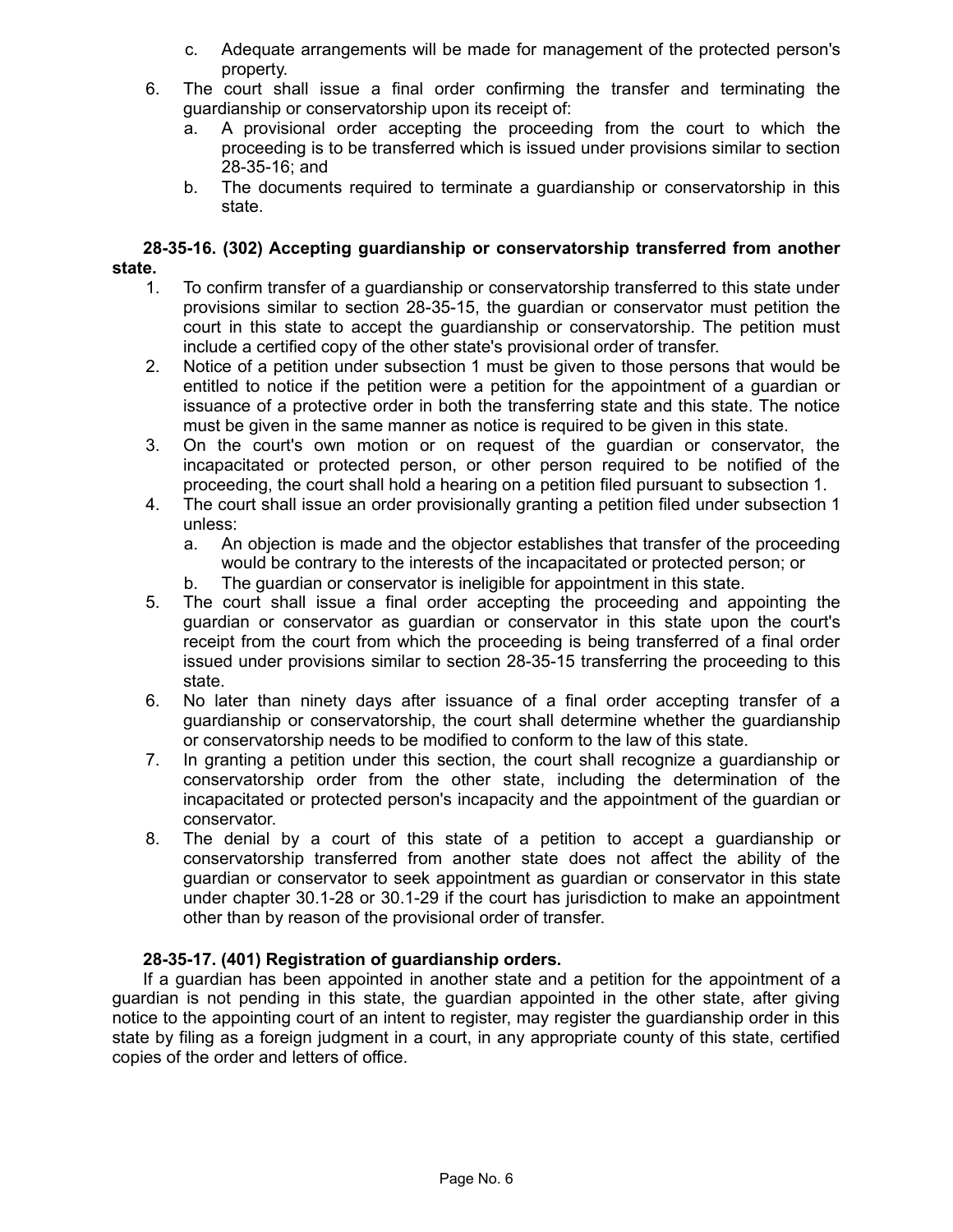c. Adequate arrangements will be made for management of the protected person's property.

6. The court shall issue a final order confirming the transfer and terminating the guardianship or conservatorship upon its receipt of:
   a. A provisional order accepting the proceeding from the court to which the proceeding is to be transferred which is issued under provisions similar to section 28-35-16; and
   b. The documents required to terminate a guardianship or conservatorship in this state.

**28-35-16. (302) Accepting guardianship or conservatorship transferred from another state.**

1. To confirm transfer of a guardianship or conservatorship transferred to this state under provisions similar to section 28-35-15, the guardian or conservator must petition the court in this state to accept the guardianship or conservatorship. The petition must include a certified copy of the other state's provisional order of transfer.
2. Notice of a petition under subsection 1 must be given to those persons that would be entitled to notice if the petition were a petition for the appointment of a guardian or issuance of a protective order in both the transferring state and this state. The notice must be given in the same manner as notice is required to be given in this state.
3. On the court's own motion or on request of the guardian or conservator, the incapacitated or protected person, or other person required to be notified of the proceeding, the court shall hold a hearing on a petition filed pursuant to subsection 1.
4. The court shall issue an order provisionally granting a petition filed under subsection 1 unless:
   a. An objection is made and the objector establishes that transfer of the proceeding would be contrary to the interests of the incapacitated or protected person; or
   b. The guardian or conservator is ineligible for appointment in this state.
5. The court shall issue a final order accepting the proceeding and appointing the guardian or conservator as guardian or conservator in this state upon the court's receipt from the court from which the proceeding is being transferred of a final order issued under provisions similar to section 28-35-15 transferring the proceeding to this state.
6. No later than ninety days after issuance of a final order accepting transfer of a guardianship or conservatorship, the court shall determine whether the guardianship or conservatorship needs to be modified to conform to the law of this state.
7. In granting a petition under this section, the court shall recognize a guardianship or conservatorship order from the other state, including the determination of the incapacitated or protected person's incapacity and the appointment of the guardian or conservator.
8. The denial by a court of this state of a petition to accept a guardianship or conservatorship transferred from another state does not affect the ability of the guardian or conservator to seek appointment as guardian or conservator in this state under chapter 30.1-28 or 30.1-29 if the court has jurisdiction to make an appointment other than by reason of the provisional order of transfer.

**28-35-17. (401) Registration of guardianship orders.**

If a guardian has been appointed in another state and a petition for the appointment of a guardian is not pending in this state, the guardian appointed in the other state, after giving notice to the appointing court of an intent to register, may register the guardianship order in this state by filing as a foreign judgment in a court, in any appropriate county of this state, certified copies of the order and letters of office.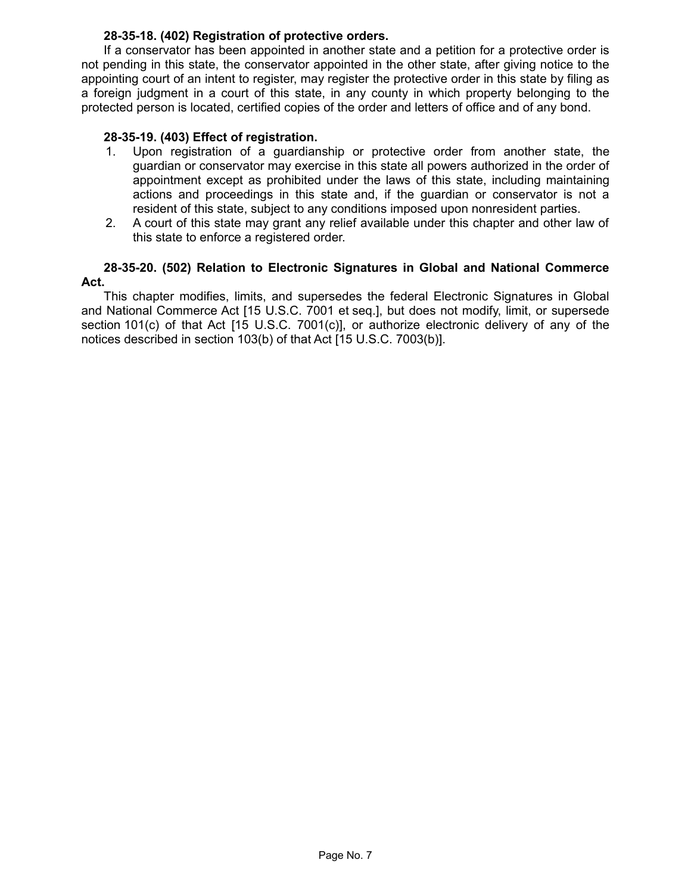**28-35-18. (402) Registration of protective orders.**

If a conservator has been appointed in another state and a petition for a protective order is not pending in this state, the conservator appointed in the other state, after giving notice to the appointing court of an intent to register, may register the protective order in this state by filing as a foreign judgment in a court of this state, in any county in which property belonging to the protected person is located, certified copies of the order and letters of office and of any bond.

**28-35-19. (403) Effect of registration.**

1. Upon registration of a guardianship or protective order from another state, the guardian or conservator may exercise in this state all powers authorized in the order of appointment except as prohibited under the laws of this state, including maintaining actions and proceedings in this state and, if the guardian or conservator is not a resident of this state, subject to any conditions imposed upon nonresident parties.
2. A court of this state may grant any relief available under this chapter and other law of this state to enforce a registered order.

**28-35-20. (502) Relation to Electronic Signatures in Global and National Commerce Act.**

This chapter modifies, limits, and supersedes the federal Electronic Signatures in Global and National Commerce Act [15 U.S.C. 7001 et seq.], but does not modify, limit, or supersede section 101(c) of that Act [15 U.S.C. 7001(c)], or authorize electronic delivery of any of the notices described in section 103(b) of that Act [15 U.S.C. 7003(b)].